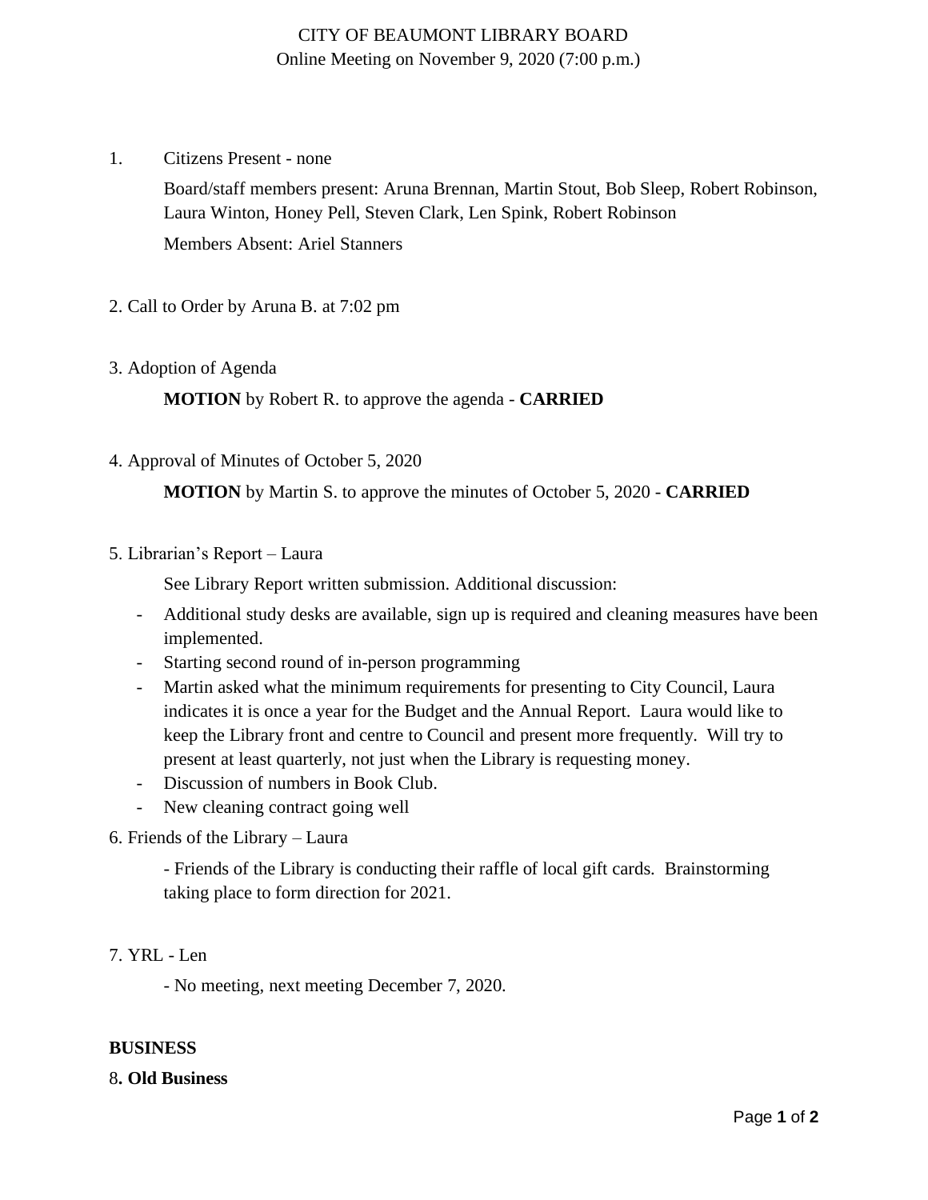CITY OF BEAUMONT LIBRARY BOARD
Online Meeting on November 9, 2020 (7:00 p.m.)

1. Citizens Present - none

   Board/staff members present: Aruna Brennan, Martin Stout, Bob Sleep, Robert Robinson, Laura Winton, Honey Pell, Steven Clark, Len Spink, Robert Robinson

   Members Absent: Ariel Stanners

2. Call to Order by Aruna B. at 7:02 pm

3. Adoption of Agenda

   **MOTION** by Robert R. to approve the agenda - **CARRIED**

4. Approval of Minutes of October 5, 2020

   **MOTION** by Martin S. to approve the minutes of October 5, 2020 - **CARRIED**

5. Librarian's Report – Laura

   See Library Report written submission. Additional discussion:

   - Additional study desks are available, sign up is required and cleaning measures have been implemented.
   - Starting second round of in-person programming
   - Martin asked what the minimum requirements for presenting to City Council, Laura indicates it is once a year for the Budget and the Annual Report. Laura would like to keep the Library front and centre to Council and present more frequently. Will try to present at least quarterly, not just when the Library is requesting money.
   - Discussion of numbers in Book Club.
   - New cleaning contract going well

6. Friends of the Library – Laura

   - Friends of the Library is conducting their raffle of local gift cards. Brainstorming taking place to form direction for 2021.

7. YRL - Len

   - No meeting, next meeting December 7, 2020.

**BUSINESS**

8**. Old Business**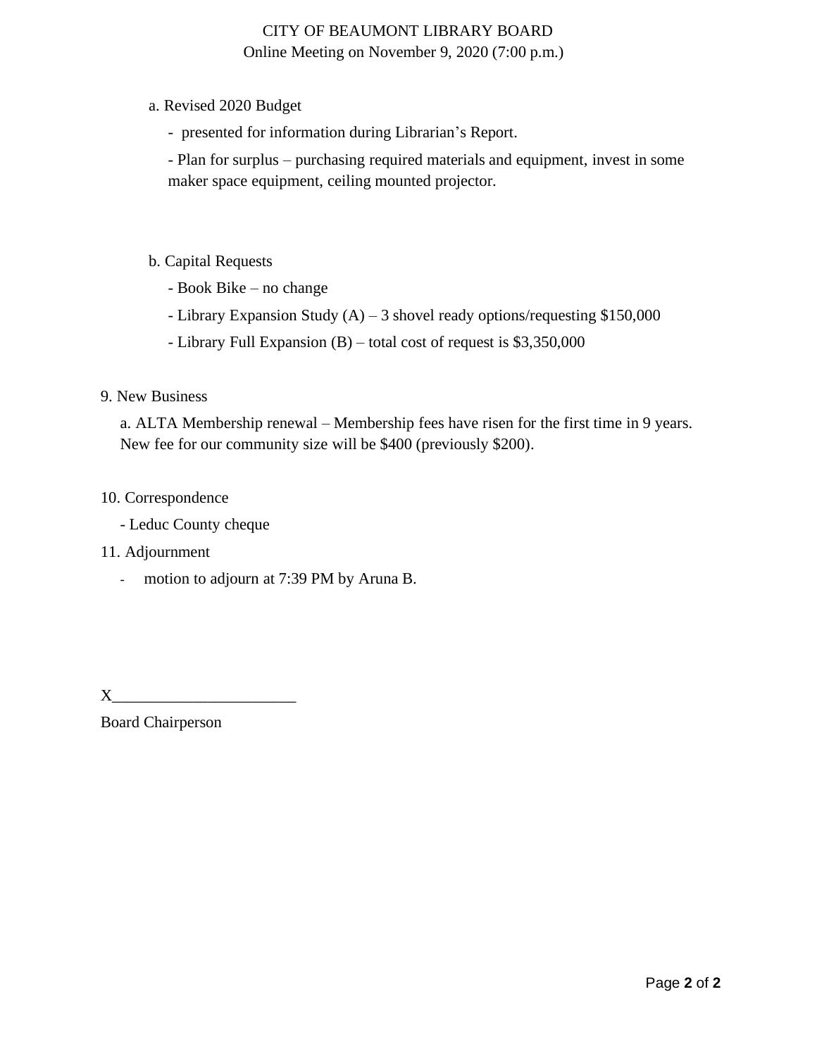a. Revised 2020 Budget

- presented for information during Librarian's Report.
- Plan for surplus – purchasing required materials and equipment, invest in some maker space equipment, ceiling mounted projector.

b. Capital Requests

- Book Bike – no change
- Library Expansion Study (A) – 3 shovel ready options/requesting $150,000
- Library Full Expansion (B) – total cost of request is $3,350,000

9. New Business

a. ALTA Membership renewal – Membership fees have risen for the first time in 9 years. New fee for our community size will be $400 (previously $200).

10. Correspondence

- Leduc County cheque

11. Adjournment

- motion to adjourn at 7:39 PM by Aruna B.

X______________________

Board Chairperson